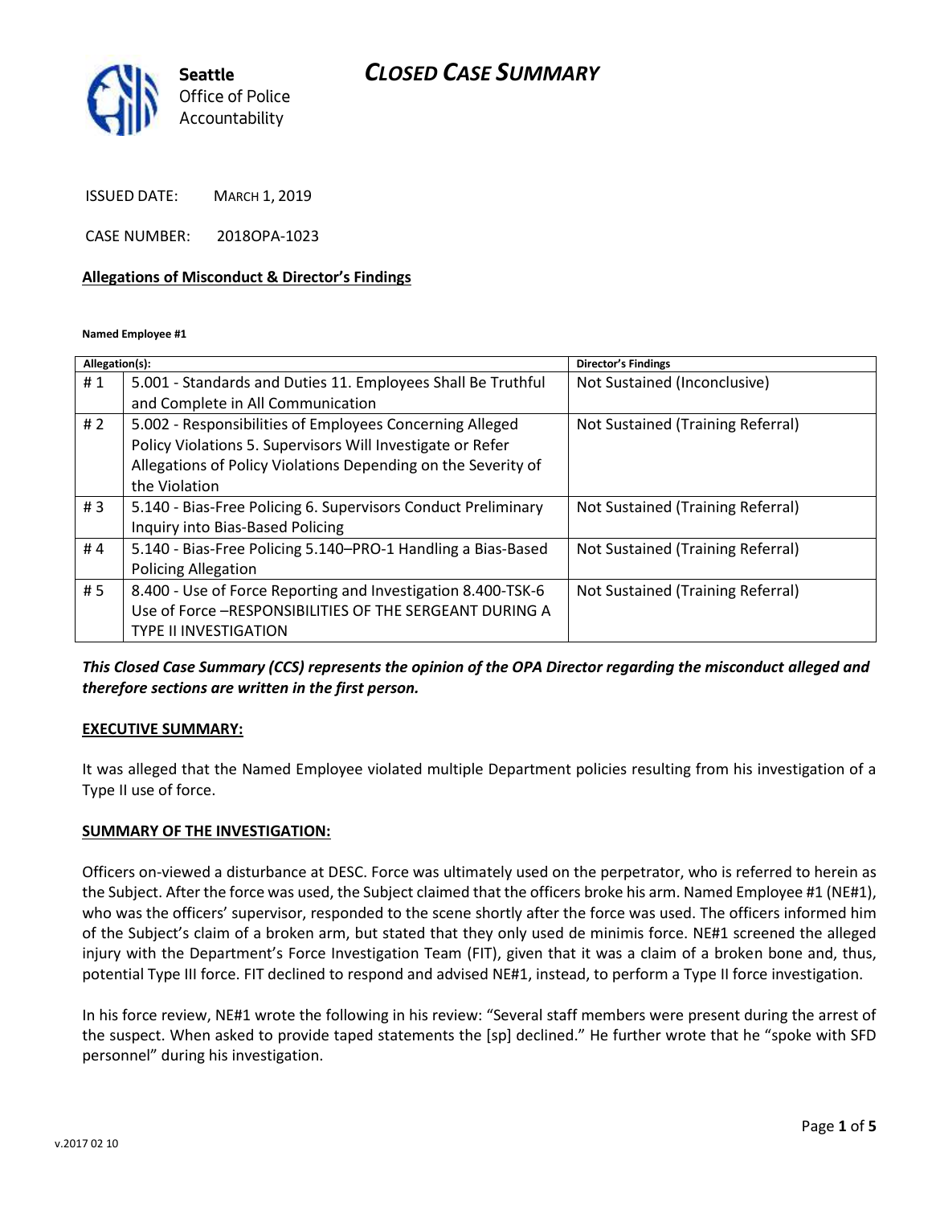# CLOSED CASE SUMMARY

Seattle Office of Police Accountability

ISSUED DATE: MARCH 1, 2019

CASE NUMBER: 2018OPA-1023

**Allegations of Misconduct & Director's Findings**

**Named Employee #1**

| Allegation(s): | | Director's Findings |
|---|---|---|
| # 1 | 5.001 - Standards and Duties 11. Employees Shall Be Truthful and Complete in All Communication | Not Sustained (Inconclusive) |
| # 2 | 5.002 - Responsibilities of Employees Concerning Alleged Policy Violations 5. Supervisors Will Investigate or Refer Allegations of Policy Violations Depending on the Severity of the Violation | Not Sustained (Training Referral) |
| # 3 | 5.140 - Bias-Free Policing 6. Supervisors Conduct Preliminary Inquiry into Bias-Based Policing | Not Sustained (Training Referral) |
| # 4 | 5.140 - Bias-Free Policing 5.140–PRO-1 Handling a Bias-Based Policing Allegation | Not Sustained (Training Referral) |
| # 5 | 8.400 - Use of Force Reporting and Investigation 8.400-TSK-6 Use of Force –RESPONSIBILITIES OF THE SERGEANT DURING A TYPE II INVESTIGATION | Not Sustained (Training Referral) |

***This Closed Case Summary (CCS) represents the opinion of the OPA Director regarding the misconduct alleged and therefore sections are written in the first person.***

**EXECUTIVE SUMMARY:**

It was alleged that the Named Employee violated multiple Department policies resulting from his investigation of a Type II use of force.

**SUMMARY OF THE INVESTIGATION:**

Officers on-viewed a disturbance at DESC. Force was ultimately used on the perpetrator, who is referred to herein as the Subject. After the force was used, the Subject claimed that the officers broke his arm. Named Employee #1 (NE#1), who was the officers' supervisor, responded to the scene shortly after the force was used. The officers informed him of the Subject's claim of a broken arm, but stated that they only used de minimis force. NE#1 screened the alleged injury with the Department's Force Investigation Team (FIT), given that it was a claim of a broken bone and, thus, potential Type III force. FIT declined to respond and advised NE#1, instead, to perform a Type II force investigation.

In his force review, NE#1 wrote the following in his review: "Several staff members were present during the arrest of the suspect. When asked to provide taped statements the [sp] declined." He further wrote that he "spoke with SFD personnel" during his investigation.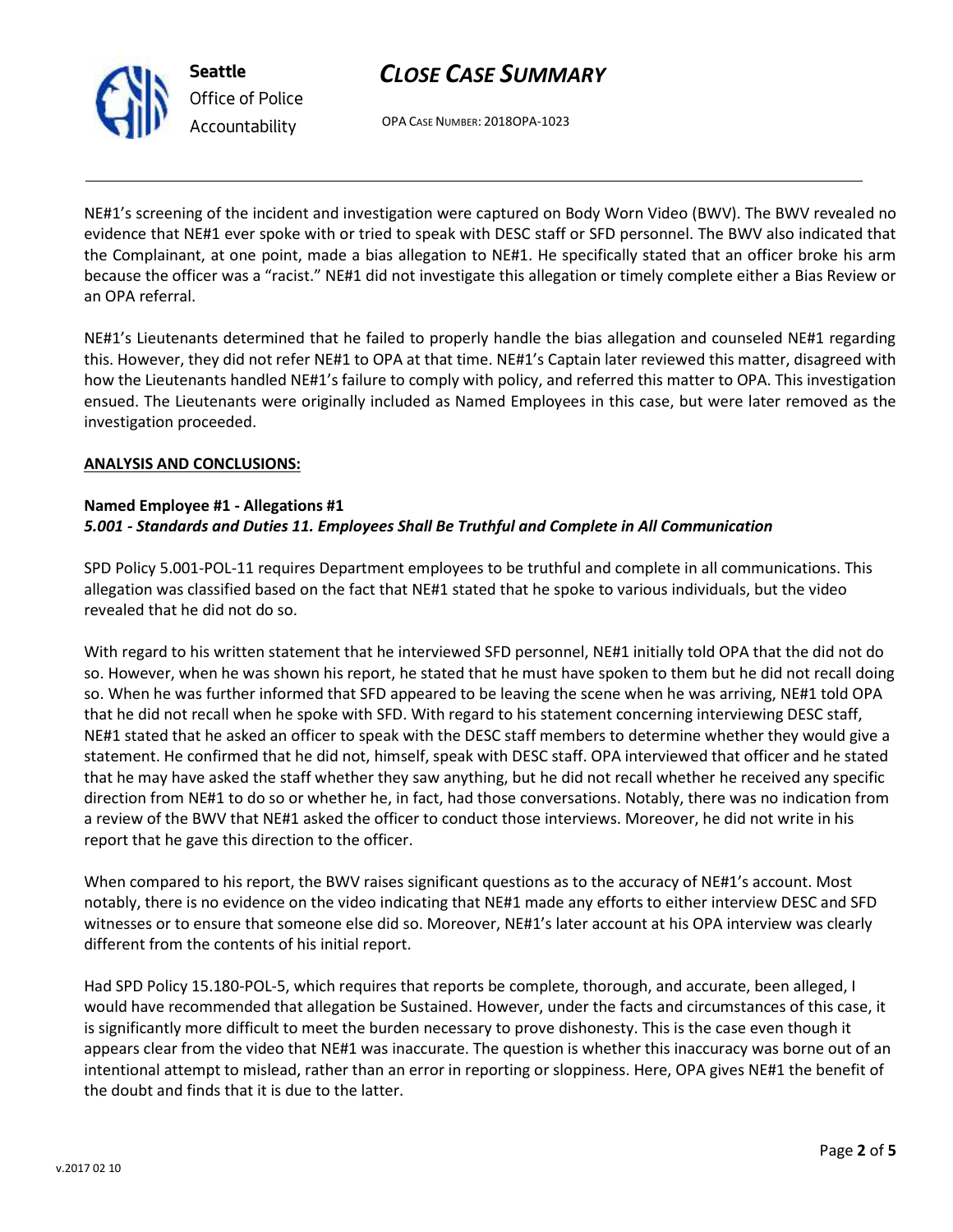NE#1's screening of the incident and investigation were captured on Body Worn Video (BWV). The BWV revealed no evidence that NE#1 ever spoke with or tried to speak with DESC staff or SFD personnel. The BWV also indicated that the Complainant, at one point, made a bias allegation to NE#1. He specifically stated that an officer broke his arm because the officer was a "racist." NE#1 did not investigate this allegation or timely complete either a Bias Review or an OPA referral.

NE#1's Lieutenants determined that he failed to properly handle the bias allegation and counseled NE#1 regarding this. However, they did not refer NE#1 to OPA at that time. NE#1's Captain later reviewed this matter, disagreed with how the Lieutenants handled NE#1's failure to comply with policy, and referred this matter to OPA. This investigation ensued. The Lieutenants were originally included as Named Employees in this case, but were later removed as the investigation proceeded.

**ANALYSIS AND CONCLUSIONS:**

**Named Employee #1 - Allegations #1**
***5.001 - Standards and Duties 11. Employees Shall Be Truthful and Complete in All Communication***

SPD Policy 5.001-POL-11 requires Department employees to be truthful and complete in all communications. This allegation was classified based on the fact that NE#1 stated that he spoke to various individuals, but the video revealed that he did not do so.

With regard to his written statement that he interviewed SFD personnel, NE#1 initially told OPA that the did not do so. However, when he was shown his report, he stated that he must have spoken to them but he did not recall doing so. When he was further informed that SFD appeared to be leaving the scene when he was arriving, NE#1 told OPA that he did not recall when he spoke with SFD. With regard to his statement concerning interviewing DESC staff, NE#1 stated that he asked an officer to speak with the DESC staff members to determine whether they would give a statement. He confirmed that he did not, himself, speak with DESC staff. OPA interviewed that officer and he stated that he may have asked the staff whether they saw anything, but he did not recall whether he received any specific direction from NE#1 to do so or whether he, in fact, had those conversations. Notably, there was no indication from a review of the BWV that NE#1 asked the officer to conduct those interviews. Moreover, he did not write in his report that he gave this direction to the officer.

When compared to his report, the BWV raises significant questions as to the accuracy of NE#1's account. Most notably, there is no evidence on the video indicating that NE#1 made any efforts to either interview DESC and SFD witnesses or to ensure that someone else did so. Moreover, NE#1's later account at his OPA interview was clearly different from the contents of his initial report.

Had SPD Policy 15.180-POL-5, which requires that reports be complete, thorough, and accurate, been alleged, I would have recommended that allegation be Sustained. However, under the facts and circumstances of this case, it is significantly more difficult to meet the burden necessary to prove dishonesty. This is the case even though it appears clear from the video that NE#1 was inaccurate. The question is whether this inaccuracy was borne out of an intentional attempt to mislead, rather than an error in reporting or sloppiness. Here, OPA gives NE#1 the benefit of the doubt and finds that it is due to the latter.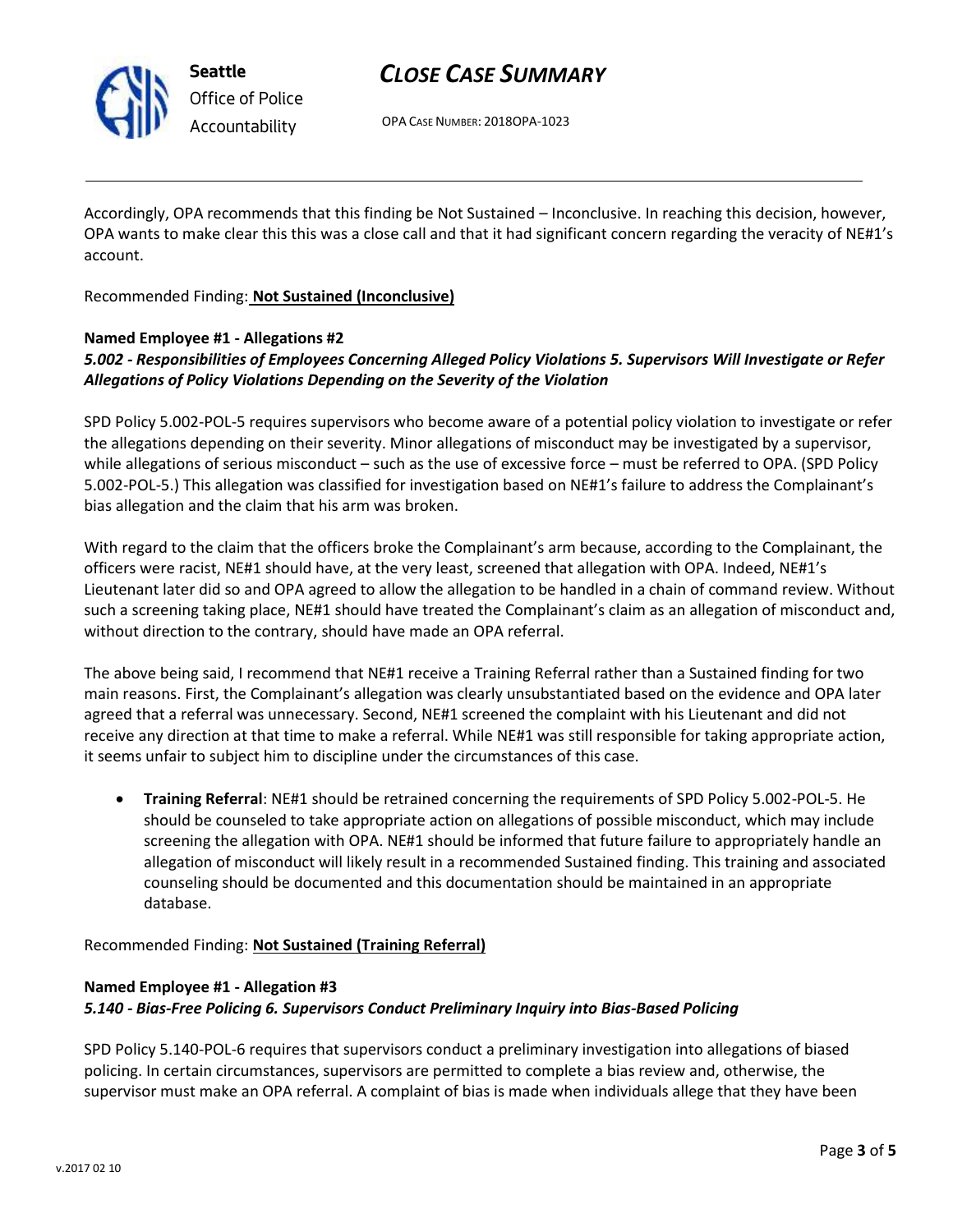Accordingly, OPA recommends that this finding be Not Sustained – Inconclusive. In reaching this decision, however, OPA wants to make clear this this was a close call and that it had significant concern regarding the veracity of NE#1's account.

Recommended Finding: **Not Sustained (Inconclusive)**

**Named Employee #1 - Allegations #2**
***5.002 - Responsibilities of Employees Concerning Alleged Policy Violations 5. Supervisors Will Investigate or Refer Allegations of Policy Violations Depending on the Severity of the Violation***

SPD Policy 5.002-POL-5 requires supervisors who become aware of a potential policy violation to investigate or refer the allegations depending on their severity. Minor allegations of misconduct may be investigated by a supervisor, while allegations of serious misconduct – such as the use of excessive force – must be referred to OPA. (SPD Policy 5.002-POL-5.) This allegation was classified for investigation based on NE#1's failure to address the Complainant's bias allegation and the claim that his arm was broken.

With regard to the claim that the officers broke the Complainant's arm because, according to the Complainant, the officers were racist, NE#1 should have, at the very least, screened that allegation with OPA. Indeed, NE#1's Lieutenant later did so and OPA agreed to allow the allegation to be handled in a chain of command review. Without such a screening taking place, NE#1 should have treated the Complainant's claim as an allegation of misconduct and, without direction to the contrary, should have made an OPA referral.

The above being said, I recommend that NE#1 receive a Training Referral rather than a Sustained finding for two main reasons. First, the Complainant's allegation was clearly unsubstantiated based on the evidence and OPA later agreed that a referral was unnecessary. Second, NE#1 screened the complaint with his Lieutenant and did not receive any direction at that time to make a referral. While NE#1 was still responsible for taking appropriate action, it seems unfair to subject him to discipline under the circumstances of this case.

- **Training Referral**: NE#1 should be retrained concerning the requirements of SPD Policy 5.002-POL-5. He should be counseled to take appropriate action on allegations of possible misconduct, which may include screening the allegation with OPA. NE#1 should be informed that future failure to appropriately handle an allegation of misconduct will likely result in a recommended Sustained finding. This training and associated counseling should be documented and this documentation should be maintained in an appropriate database.

Recommended Finding: **Not Sustained (Training Referral)**

**Named Employee #1 - Allegation #3**
***5.140 - Bias-Free Policing 6. Supervisors Conduct Preliminary Inquiry into Bias-Based Policing***

SPD Policy 5.140-POL-6 requires that supervisors conduct a preliminary investigation into allegations of biased policing. In certain circumstances, supervisors are permitted to complete a bias review and, otherwise, the supervisor must make an OPA referral. A complaint of bias is made when individuals allege that they have been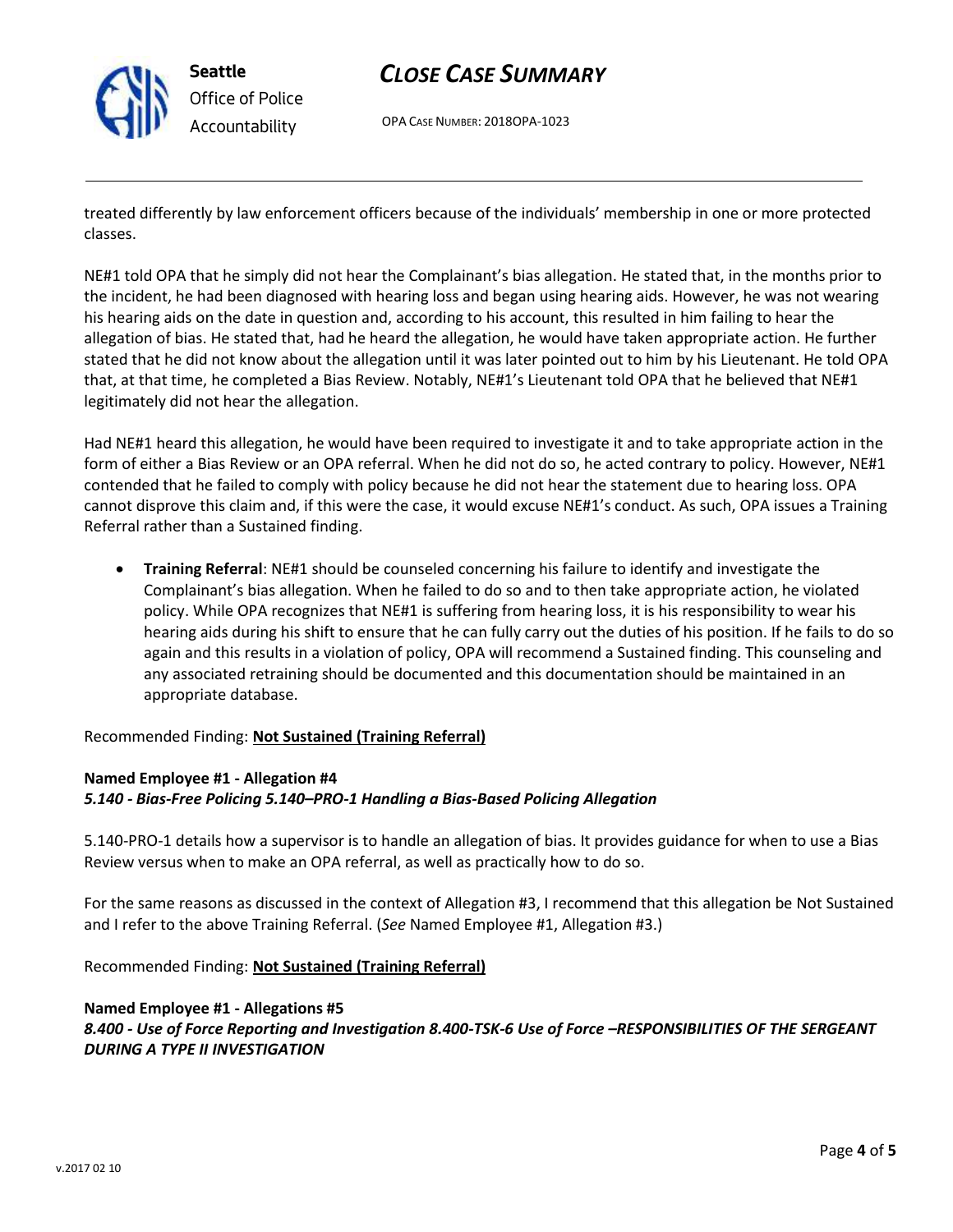treated differently by law enforcement officers because of the individuals' membership in one or more protected classes.

NE#1 told OPA that he simply did not hear the Complainant's bias allegation. He stated that, in the months prior to the incident, he had been diagnosed with hearing loss and began using hearing aids. However, he was not wearing his hearing aids on the date in question and, according to his account, this resulted in him failing to hear the allegation of bias. He stated that, had he heard the allegation, he would have taken appropriate action. He further stated that he did not know about the allegation until it was later pointed out to him by his Lieutenant. He told OPA that, at that time, he completed a Bias Review. Notably, NE#1's Lieutenant told OPA that he believed that NE#1 legitimately did not hear the allegation.

Had NE#1 heard this allegation, he would have been required to investigate it and to take appropriate action in the form of either a Bias Review or an OPA referral. When he did not do so, he acted contrary to policy. However, NE#1 contended that he failed to comply with policy because he did not hear the statement due to hearing loss. OPA cannot disprove this claim and, if this were the case, it would excuse NE#1's conduct. As such, OPA issues a Training Referral rather than a Sustained finding.

- **Training Referral**: NE#1 should be counseled concerning his failure to identify and investigate the Complainant's bias allegation. When he failed to do so and to then take appropriate action, he violated policy. While OPA recognizes that NE#1 is suffering from hearing loss, it is his responsibility to wear his hearing aids during his shift to ensure that he can fully carry out the duties of his position. If he fails to do so again and this results in a violation of policy, OPA will recommend a Sustained finding. This counseling and any associated retraining should be documented and this documentation should be maintained in an appropriate database.

Recommended Finding: **Not Sustained (Training Referral)**

**Named Employee #1 - Allegation #4**
***5.140 - Bias-Free Policing 5.140–PRO-1 Handling a Bias-Based Policing Allegation***

5.140-PRO-1 details how a supervisor is to handle an allegation of bias. It provides guidance for when to use a Bias Review versus when to make an OPA referral, as well as practically how to do so.

For the same reasons as discussed in the context of Allegation #3, I recommend that this allegation be Not Sustained and I refer to the above Training Referral. (*See* Named Employee #1, Allegation #3.)

Recommended Finding: **Not Sustained (Training Referral)**

**Named Employee #1 - Allegations #5**
***8.400 - Use of Force Reporting and Investigation 8.400-TSK-6 Use of Force –RESPONSIBILITIES OF THE SERGEANT DURING A TYPE II INVESTIGATION***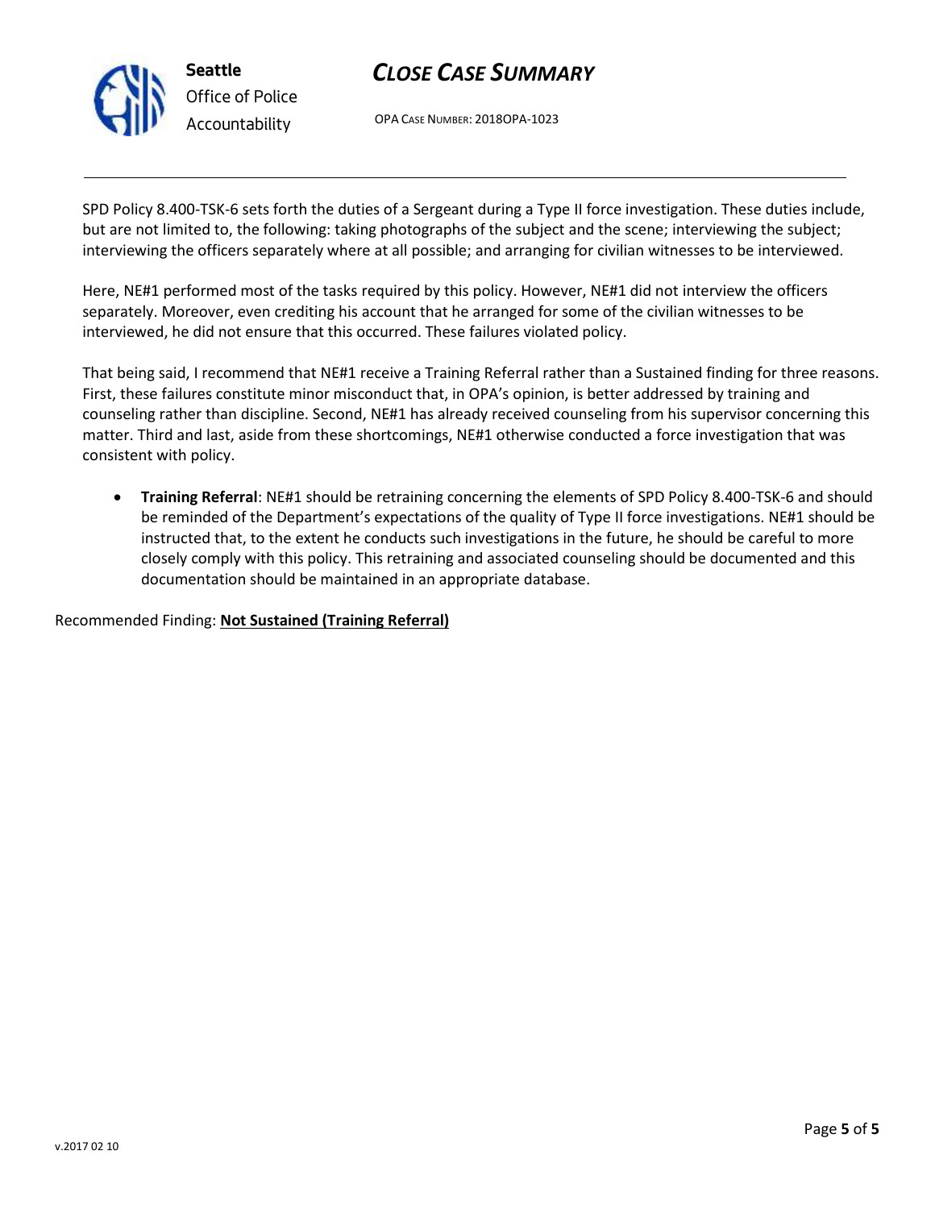SPD Policy 8.400-TSK-6 sets forth the duties of a Sergeant during a Type II force investigation. These duties include, but are not limited to, the following: taking photographs of the subject and the scene; interviewing the subject; interviewing the officers separately where at all possible; and arranging for civilian witnesses to be interviewed.

Here, NE#1 performed most of the tasks required by this policy. However, NE#1 did not interview the officers separately. Moreover, even crediting his account that he arranged for some of the civilian witnesses to be interviewed, he did not ensure that this occurred. These failures violated policy.

That being said, I recommend that NE#1 receive a Training Referral rather than a Sustained finding for three reasons. First, these failures constitute minor misconduct that, in OPA's opinion, is better addressed by training and counseling rather than discipline. Second, NE#1 has already received counseling from his supervisor concerning this matter. Third and last, aside from these shortcomings, NE#1 otherwise conducted a force investigation that was consistent with policy.

- **Training Referral**: NE#1 should be retraining concerning the elements of SPD Policy 8.400-TSK-6 and should be reminded of the Department's expectations of the quality of Type II force investigations. NE#1 should be instructed that, to the extent he conducts such investigations in the future, he should be careful to more closely comply with this policy. This retraining and associated counseling should be documented and this documentation should be maintained in an appropriate database.

Recommended Finding: **Not Sustained (Training Referral)**